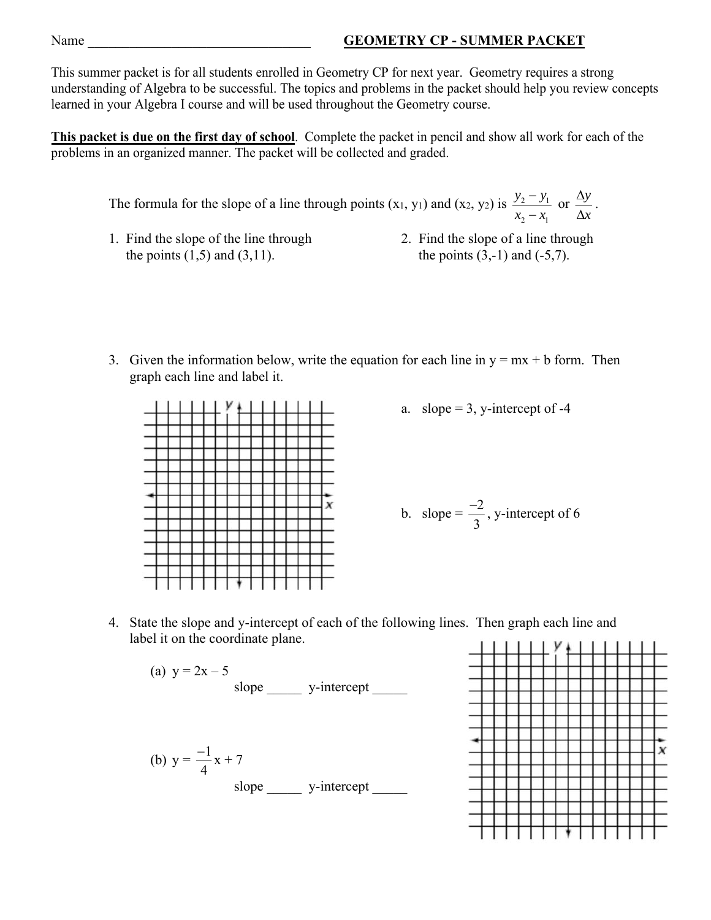Name ________________________________ **GEOMETRY CP - SUMMER PACKET**

This summer packet is for all students enrolled in Geometry CP for next year. Geometry requires a strong understanding of Algebra to be successful. The topics and problems in the packet should help you review concepts learned in your Algebra I course and will be used throughout the Geometry course.

**<u>This packet is due on the first day of school</u>**. Complete the packet in pencil and show all work for each of the problems in an organized manner. The packet will be collected and graded.

The formula for the slope of a line through points ($x_1$, $y_1$) and ($x_2$, $y_2$) is $\frac{y_2 - y_1}{x_2 - x_1}$ or $\frac{\Delta y}{\Delta x}$.

1. Find the slope of the line through the points (1,5) and (3,11).

2. Find the slope of a line through the points (3,-1) and (-5,7).

3. Given the information below, write the equation for each line in y = mx + b form. Then graph each line and label it.

   a. slope = 3, y-intercept of -4

   b. slope = $\frac{-2}{3}$, y-intercept of 6

4. State the slope and y-intercept of each of the following lines. Then graph each line and label it on the coordinate plane.

   (a) $y = 2x - 5$
   slope _____ y-intercept _____

   (b) $y = \frac{-1}{4}x + 7$
   slope _____ y-intercept _____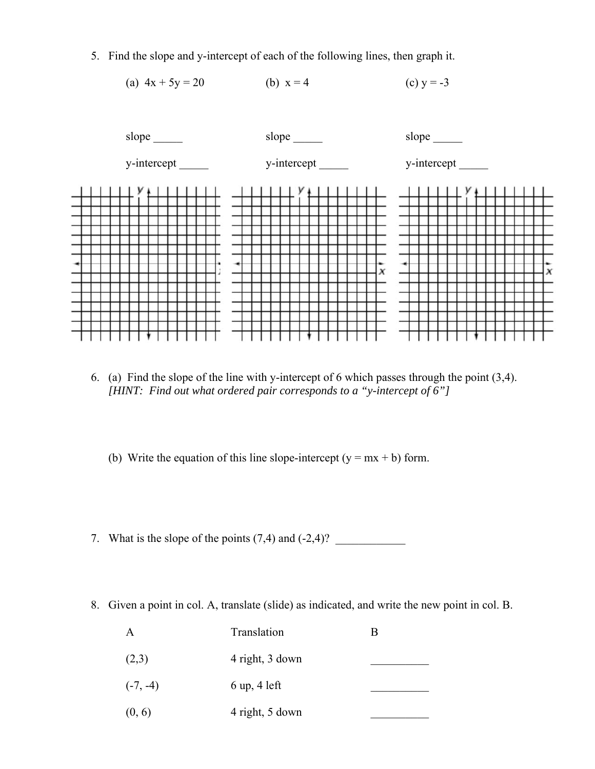5. Find the slope and y-intercept of each of the following lines, then graph it.

| (a) $4x + 5y = 20$ | (b) $x = 4$ | (c) $y = -3$ |
|---|---|---|
| slope _____ | slope _____ | slope _____ |
| y-intercept _____ | y-intercept _____ | y-intercept _____ |

6. (a) Find the slope of the line with y-intercept of 6 which passes through the point (3,4).
*[HINT: Find out what ordered pair corresponds to a "y-intercept of 6"]*

   (b) Write the equation of this line slope-intercept ($y = mx + b$) form.

7. What is the slope of the points (7,4) and (-2,4)? ____________

8. Given a point in col. A, translate (slide) as indicated, and write the new point in col. B.

| A | Translation | B |
|---|---|---|
| (2,3) | 4 right, 3 down | __________ |
| (-7, -4) | 6 up, 4 left | __________ |
| (0, 6) | 4 right, 5 down | __________ |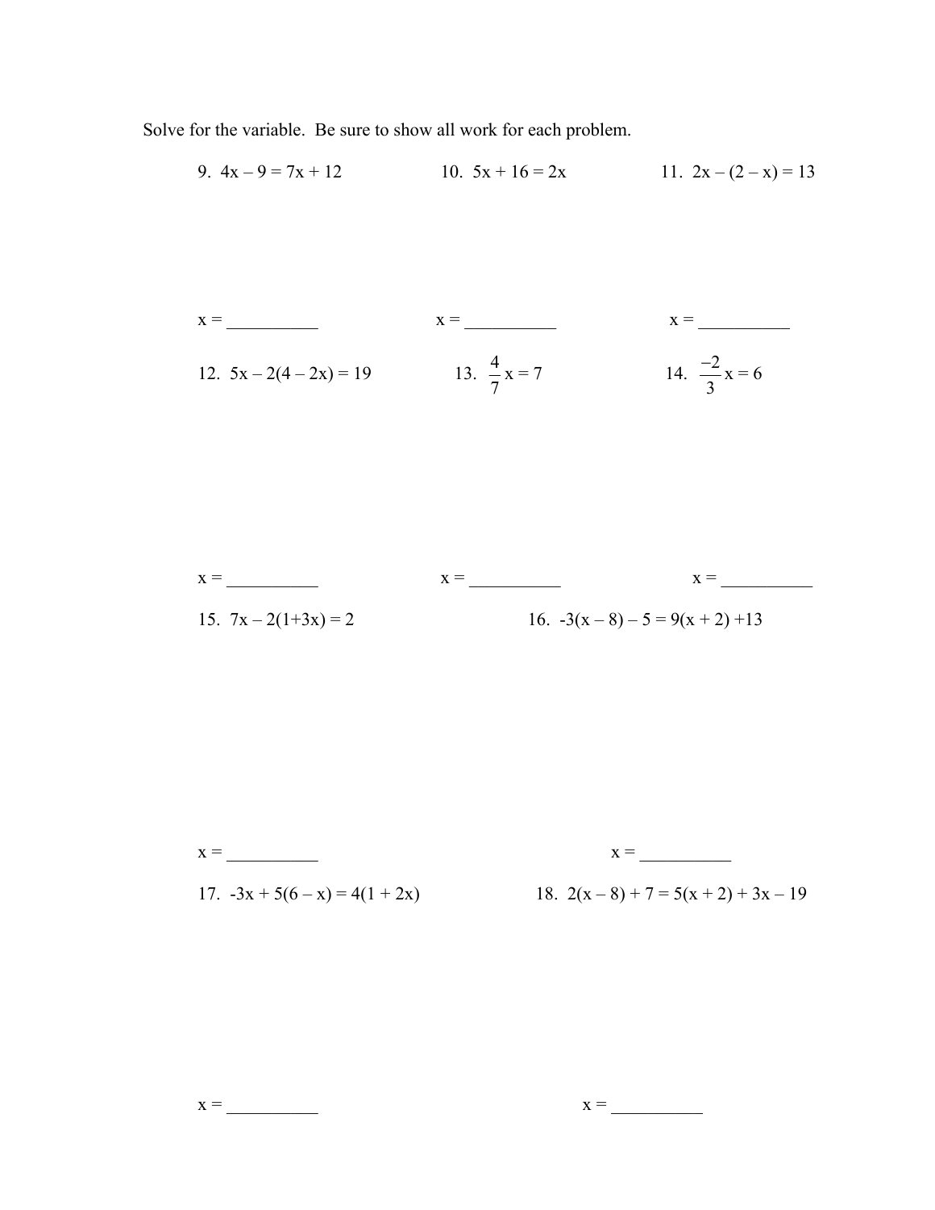Solve for the variable. Be sure to show all work for each problem.

9. $4x - 9 = 7x + 12$

x = __________

10. $5x + 16 = 2x$

x = __________

11. $2x - (2 - x) = 13$

x = __________

12. $5x - 2(4 - 2x) = 19$

x = __________

13. $\frac{4}{7}x = 7$

x = __________

14. $\frac{-2}{3}x = 6$

x = __________

15. $7x - 2(1+3x) = 2$

x = __________

16. $-3(x - 8) - 5 = 9(x + 2) + 13$

x = __________

17. $-3x + 5(6 - x) = 4(1 + 2x)$

x = __________

18. $2(x - 8) + 7 = 5(x + 2) + 3x - 19$

x = __________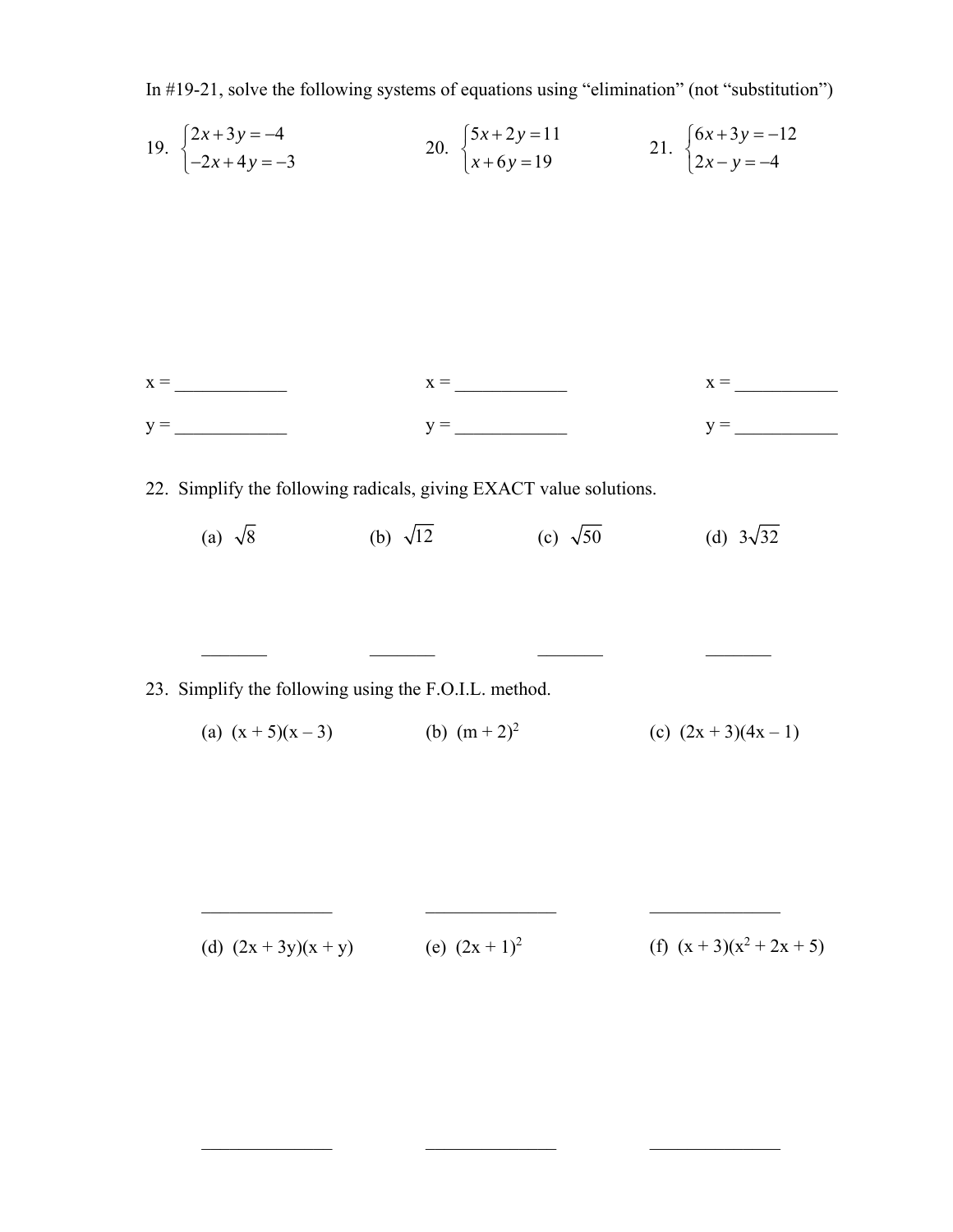In #19-21, solve the following systems of equations using "elimination" (not "substitution")

19. $\begin{cases} 2x+3y=-4 \\ -2x+4y=-3 \end{cases}$

20. $\begin{cases} 5x+2y=11 \\ x+6y=19 \end{cases}$

21. $\begin{cases} 6x+3y=-12 \\ 2x-y=-4 \end{cases}$

x = ____________ x = ____________ x = ___________

y = ____________ y = ____________ y = ___________

22. Simplify the following radicals, giving EXACT value solutions.

(a) $\sqrt{8}$ (b) $\sqrt{12}$ (c) $\sqrt{50}$ (d) $3\sqrt{32}$

_______ _______ _______ _______

23. Simplify the following using the F.O.I.L. method.

(a) $(x + 5)(x - 3)$ (b) $(m + 2)^2$ (c) $(2x + 3)(4x - 1)$

______________ ______________ ______________

(d) $(2x + 3y)(x + y)$ (e) $(2x + 1)^2$ (f) $(x + 3)(x^2 + 2x + 5)$

______________ ______________ ______________